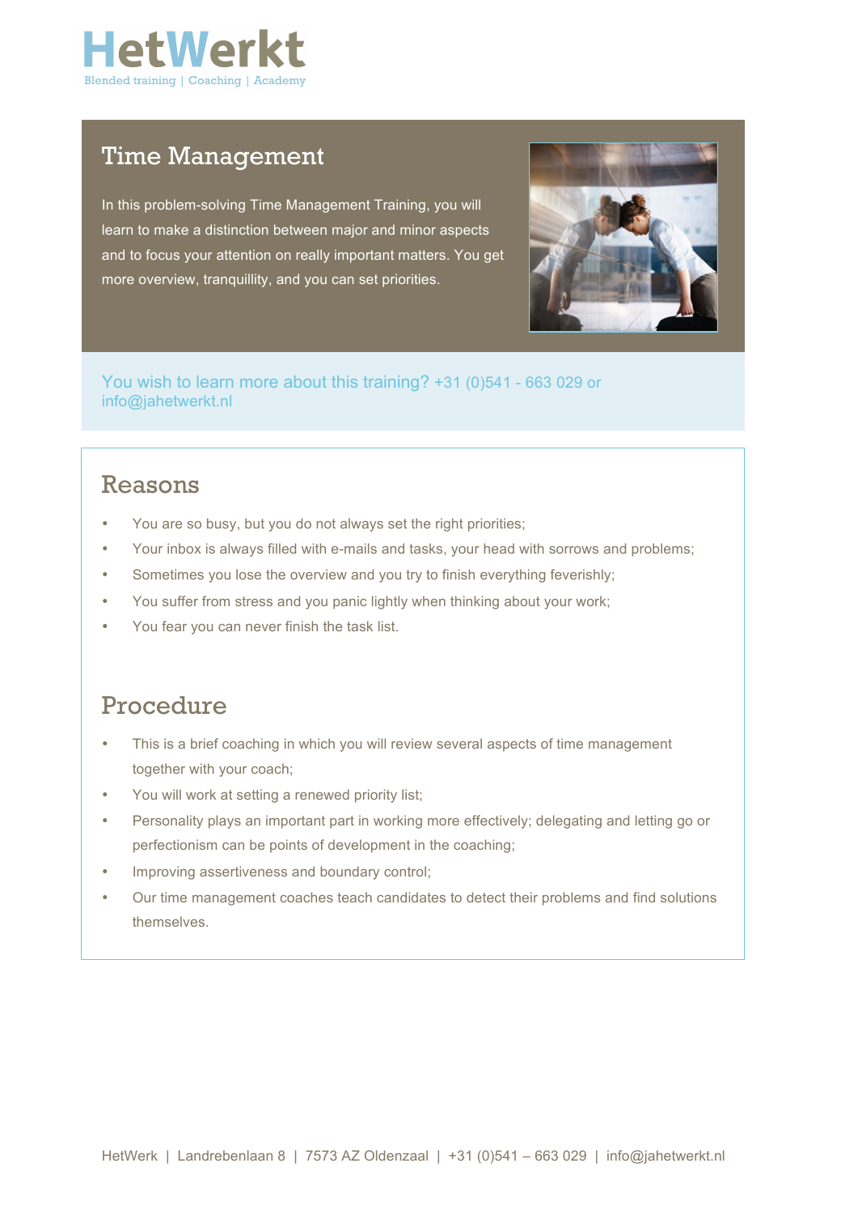HetWerkt

Blended training | Coaching | Academy

# Time Management

In this problem-solving Time Management Training, you will learn to make a distinction between major and minor aspects and to focus your attention on really important matters. You get more overview, tranquillity, and you can set priorities.

You wish to learn more about this training? +31 (0)541 - 663 029 or info@jahetwerkt.nl

## Reasons

- You are so busy, but you do not always set the right priorities;
- Your inbox is always filled with e-mails and tasks, your head with sorrows and problems;
- Sometimes you lose the overview and you try to finish everything feverishly;
- You suffer from stress and you panic lightly when thinking about your work;
- You fear you can never finish the task list.

## Procedure

- This is a brief coaching in which you will review several aspects of time management together with your coach;
- You will work at setting a renewed priority list;
- Personality plays an important part in working more effectively; delegating and letting go or perfectionism can be points of development in the coaching;
- Improving assertiveness and boundary control;
- Our time management coaches teach candidates to detect their problems and find solutions themselves.

HetWerk | Landrebenlaan 8 | 7573 AZ Oldenzaal | +31 (0)541 – 663 029 | info@jahetwerkt.nl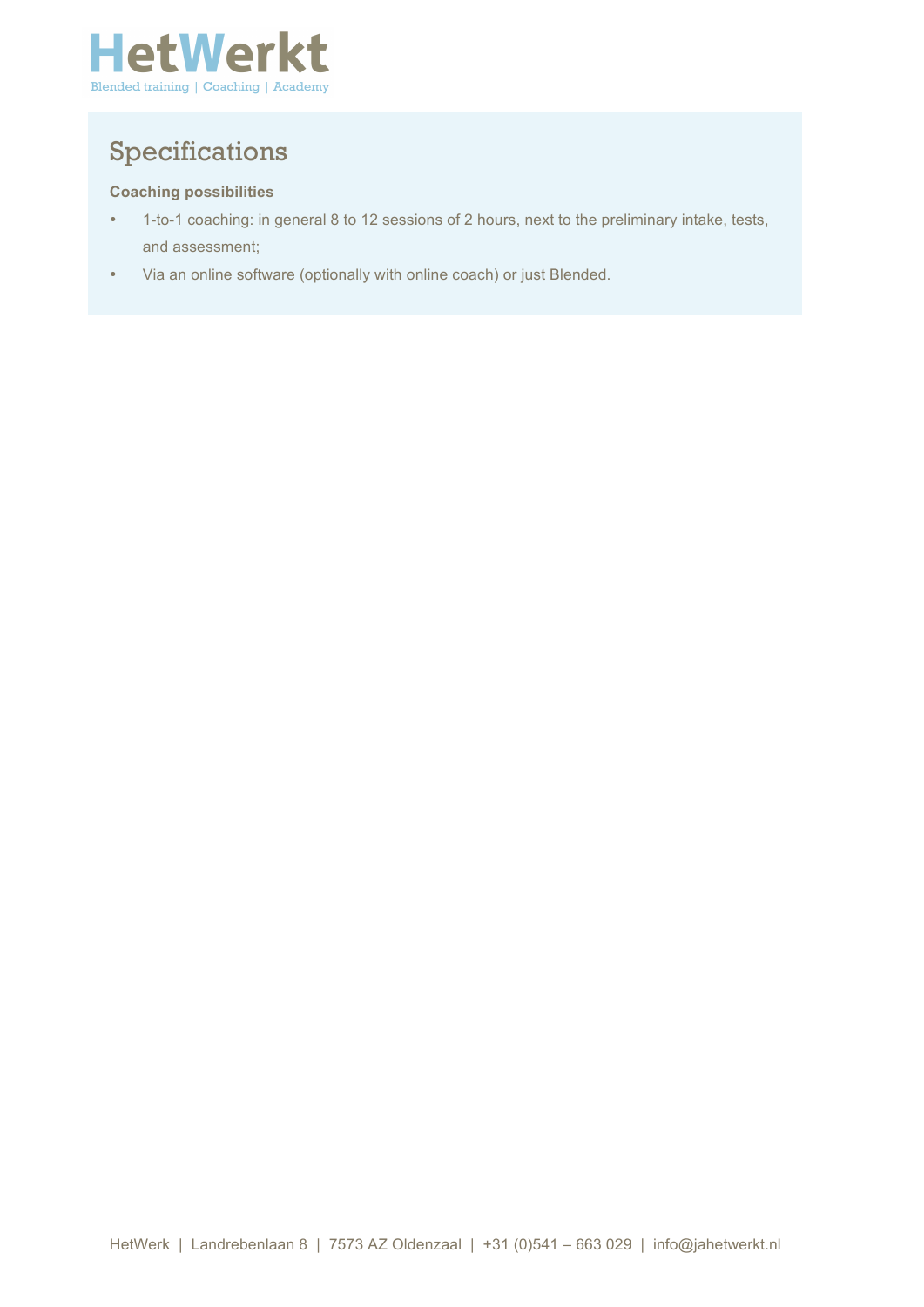## Specifications

**Coaching possibilities**

- 1-to-1 coaching: in general 8 to 12 sessions of 2 hours, next to the preliminary intake, tests, and assessment;
- Via an online software (optionally with online coach) or just Blended.